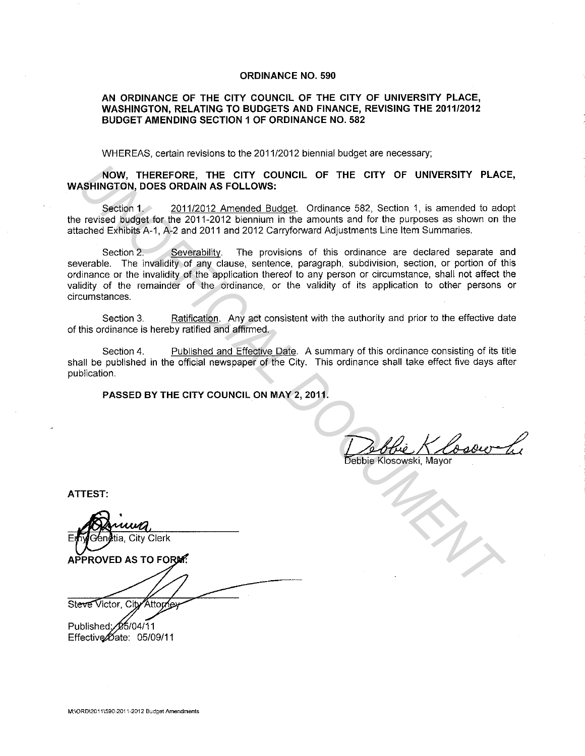# ORDINANCE NO. 590

## AN ORDINANCE OF THE CITY COUNCIL OF THE CITY OF UNIVERSITY PLACE, WASHINGTON, RELATING TO BUDGETS AND FINANCE, REVISING THE 2011/2012 BUDGET AMENDING SECTION 1 OF ORDINANCE NO. 582

WHEREAS, certain revisions to the 2011/2012 biennial budget are necessary;

**NOW, THEREFORE, THE CITY COUNCIL OF THE CITY OF UNIVERSITY PLACE, WASHINGTON, DOES ORDAIN AS FOLLOWS:**

Section 1. 2011/2012 Amended Budget. Ordinance 582, Section 1, is amended to adopt the revised budget for the 2011-2012 biennium in the amounts and for the purposes as shown on the attached Exhibits A-1, A-2 and 2011 and 2012 Carryforward Adjustments Line Item Summaries.

Section 2. Severability. The provisions of this ordinance are declared separate and severable. The invalidity of any clause, sentence, paragraph, subdivision, section, or portion of this ordinance or the invalidity of the application thereof to any person or circumstance, shall not affect the validity of the remainder of the ordinance, or the validity of its application to other persons or circumstances.

Section 3. Ratification. Any act consistent with the authority and prior to the effective date of this ordinance is hereby ratified and affirmed.

Section 4. Published and Effective Date. A summary of this ordinance consisting of its title shall be published in the official newspaper of the City. This ordinance shall take effect five days after publication.

**PASSED BY THE CITY COUNCIL ON MAY 2, 2011.**

Debbie Klosowski, Mayor

**ATTEST:**

Emy Genetia, City Clerk

**APPROVED AS TO FORM:**

Steve Victor, City Attorney

Published: 05/04/11
Effective Date: 05/09/11

M:\ORD\2011\590-2011-2012 Budget Amendments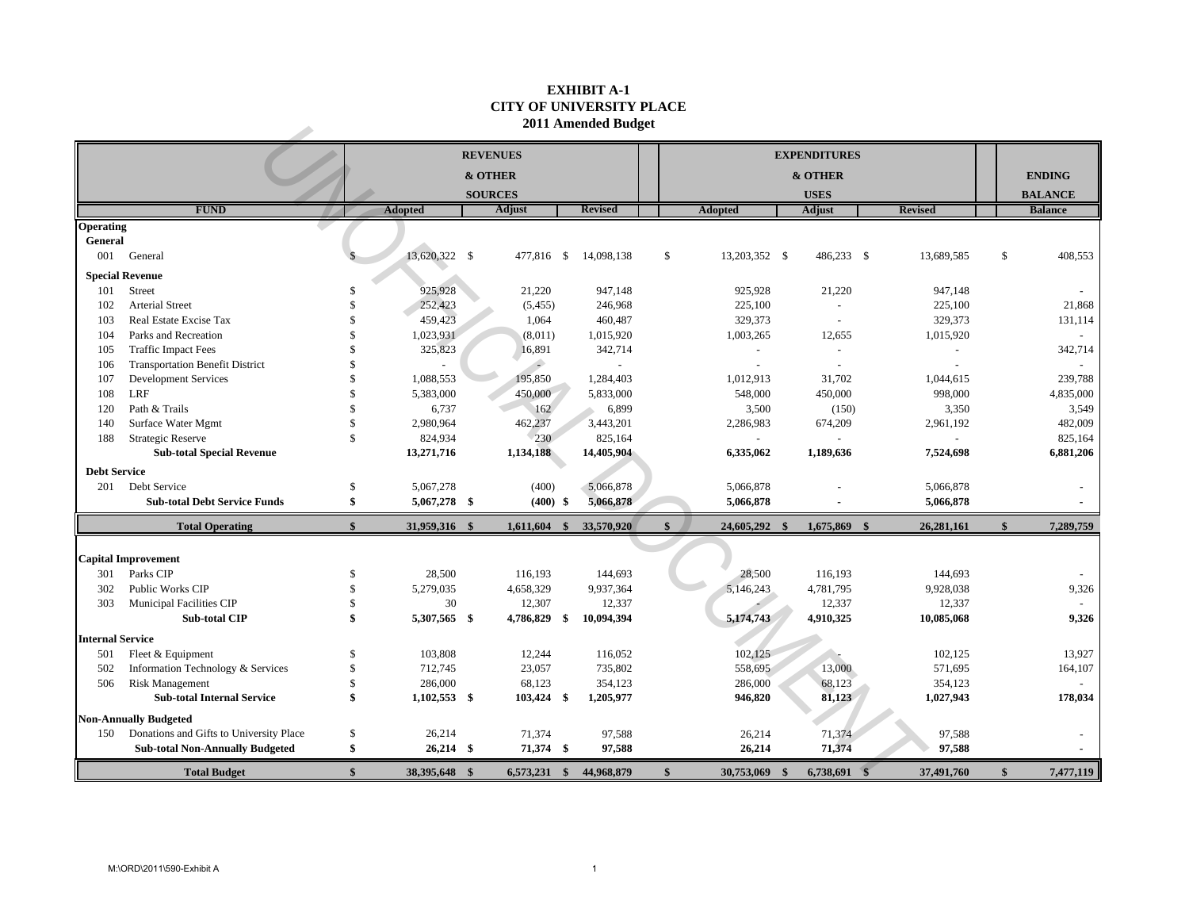# EXHIBIT A-1
# CITY OF UNIVERSITY PLACE
## 2011 Amended Budget

| FUND | | REVENUES & OTHER SOURCES | | | EXPENDITURES & OTHER USES | | | ENDING BALANCE |
|---|---|---|---|---|---|---|---|---|
| | | Adopted | Adjust | Revised | Adopted | Adjust | Revised | Balance |
| **Operating** | | | | | | | | |
| **General** | | | | | | | | |
| 001 | General | $ 13,620,322 | $ 477,816 | $ 14,098,138 | $ 13,203,352 | $ 486,233 | $ 13,689,585 | $ 408,553 |
| **Special Revenue** | | | | | | | | |
| 101 | Street | $ 925,928 | 21,220 | 947,148 | 925,928 | 21,220 | 947,148 | - |
| 102 | Arterial Street | $ 252,423 | (5,455) | 246,968 | 225,100 | - | 225,100 | 21,868 |
| 103 | Real Estate Excise Tax | $ 459,423 | 1,064 | 460,487 | 329,373 | - | 329,373 | 131,114 |
| 104 | Parks and Recreation | $ 1,023,931 | (8,011) | 1,015,920 | 1,003,265 | 12,655 | 1,015,920 | - |
| 105 | Traffic Impact Fees | $ 325,823 | 16,891 | 342,714 | - | - | - | 342,714 |
| 106 | Transportation Benefit District | $ - | - | - | - | - | - | - |
| 107 | Development Services | $ 1,088,553 | 195,850 | 1,284,403 | 1,012,913 | 31,702 | 1,044,615 | 239,788 |
| 108 | LRF | $ 5,383,000 | 450,000 | 5,833,000 | 548,000 | 450,000 | 998,000 | 4,835,000 |
| 120 | Path & Trails | $ 6,737 | 162 | 6,899 | 3,500 | (150) | 3,350 | 3,549 |
| 140 | Surface Water Mgmt | $ 2,980,964 | 462,237 | 3,443,201 | 2,286,983 | 674,209 | 2,961,192 | 482,009 |
| 188 | Strategic Reserve | $ 824,934 | 230 | 825,164 | - | - | - | 825,164 |
| | **Sub-total Special Revenue** | **13,271,716** | **1,134,188** | **14,405,904** | **6,335,062** | **1,189,636** | **7,524,698** | **6,881,206** |
| **Debt Service** | | | | | | | | |
| 201 | Debt Service | $ 5,067,278 | (400) | 5,066,878 | 5,066,878 | - | 5,066,878 | - |
| | **Sub-total Debt Service Funds** | **$ 5,067,278** | **$ (400)** | **$ 5,066,878** | **5,066,878** | **-** | **5,066,878** | **-** |
| | **Total Operating** | **$ 31,959,316** | **$ 1,611,604** | **$ 33,570,920** | **$ 24,605,292** | **$ 1,675,869** | **$ 26,281,161** | **$ 7,289,759** |
| **Capital Improvement** | | | | | | | | |
| 301 | Parks CIP | $ 28,500 | 116,193 | 144,693 | 28,500 | 116,193 | 144,693 | - |
| 302 | Public Works CIP | $ 5,279,035 | 4,658,329 | 9,937,364 | 5,146,243 | 4,781,795 | 9,928,038 | 9,326 |
| 303 | Municipal Facilities CIP | $ 30 | 12,307 | 12,337 | - | 12,337 | 12,337 | - |
| | **Sub-total CIP** | **$ 5,307,565** | **$ 4,786,829** | **$ 10,094,394** | **5,174,743** | **4,910,325** | **10,085,068** | **9,326** |
| **Internal Service** | | | | | | | | |
| 501 | Fleet & Equipment | $ 103,808 | 12,244 | 116,052 | 102,125 | - | 102,125 | 13,927 |
| 502 | Information Technology & Services | $ 712,745 | 23,057 | 735,802 | 558,695 | 13,000 | 571,695 | 164,107 |
| 506 | Risk Management | $ 286,000 | 68,123 | 354,123 | 286,000 | 68,123 | 354,123 | - |
| | **Sub-total Internal Service** | **$ 1,102,553** | **$ 103,424** | **$ 1,205,977** | **946,820** | **81,123** | **1,027,943** | **178,034** |
| **Non-Annually Budgeted** | | | | | | | | |
| 150 | Donations and Gifts to University Place | $ 26,214 | 71,374 | 97,588 | 26,214 | 71,374 | 97,588 | - |
| | **Sub-total Non-Annually Budgeted** | **$ 26,214** | **$ 71,374** | **$ 97,588** | **26,214** | **71,374** | **97,588** | **-** |
| | **Total Budget** | **$ 38,395,648** | **$ 6,573,231** | **$ 44,968,879** | **$ 30,753,069** | **$ 6,738,691** | **$ 37,491,760** | **$ 7,477,119** |

M:\ORD\2011\590-Exhibit A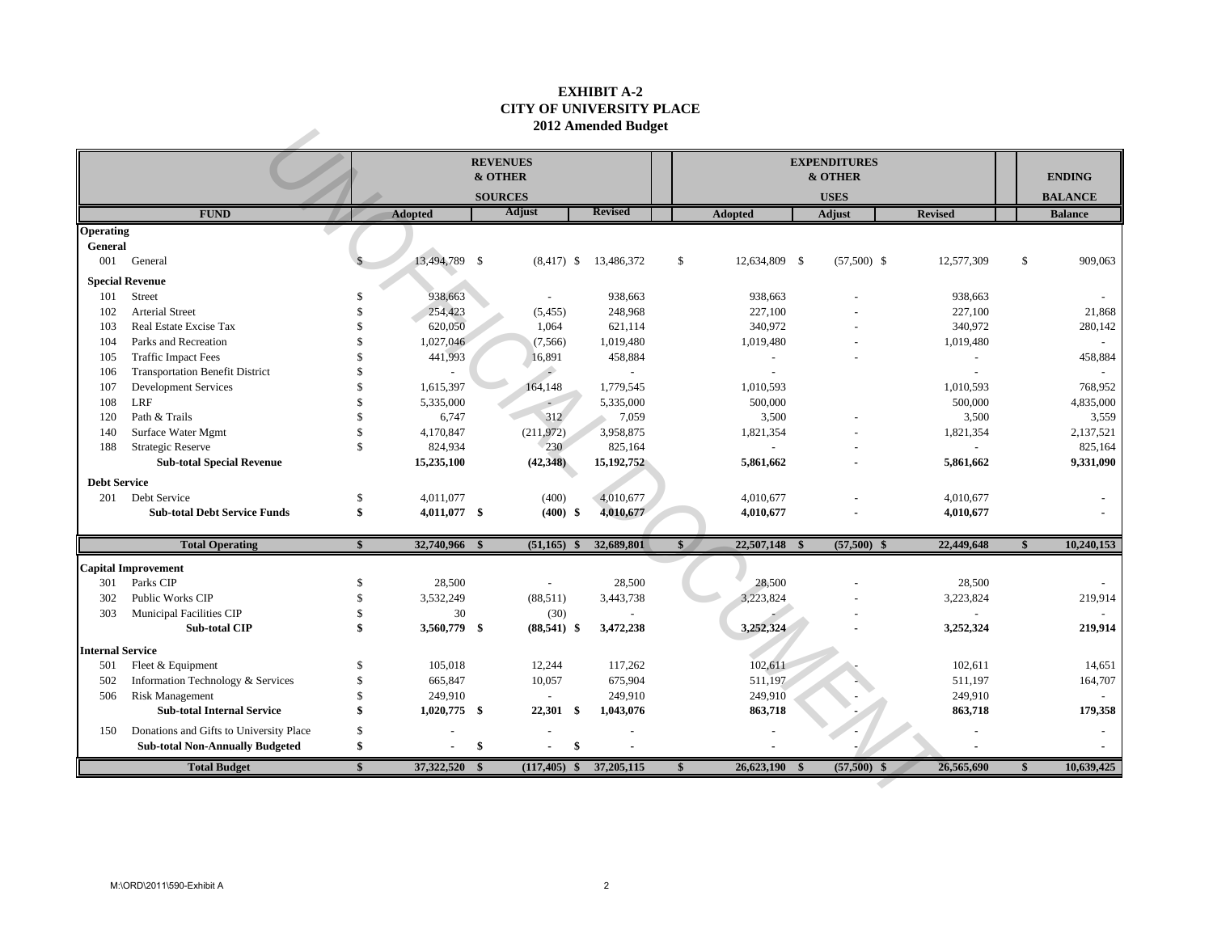# EXHIBIT A-2
## CITY OF UNIVERSITY PLACE
### 2012 Amended Budget

| FUND | | REVENUES & OTHER SOURCES Adopted | Adjust | Revised | EXPENDITURES & OTHER USES Adopted | Adjust | Revised | ENDING BALANCE Balance |
|---|---|---|---|---|---|---|---|---|
| **Operating** | | | | | | | | |
| **General** | | | | | | | | |
| 001 | General | $ 13,494,789 | $ (8,417) | $ 13,486,372 | $ 12,634,809 | $ (57,500) | $ 12,577,309 | $ 909,063 |
| **Special Revenue** | | | | | | | | |
| 101 | Street | $ 938,663 | - | 938,663 | 938,663 | - | 938,663 | - |
| 102 | Arterial Street | $ 254,423 | (5,455) | 248,968 | 227,100 | - | 227,100 | 21,868 |
| 103 | Real Estate Excise Tax | $ 620,050 | 1,064 | 621,114 | 340,972 | - | 340,972 | 280,142 |
| 104 | Parks and Recreation | $ 1,027,046 | (7,566) | 1,019,480 | 1,019,480 | - | 1,019,480 | - |
| 105 | Traffic Impact Fees | $ 441,993 | 16,891 | 458,884 | - | - | - | 458,884 |
| 106 | Transportation Benefit District | $ - | - | - | - | | - | - |
| 107 | Development Services | $ 1,615,397 | 164,148 | 1,779,545 | 1,010,593 | | 1,010,593 | 768,952 |
| 108 | LRF | $ 5,335,000 | - | 5,335,000 | 500,000 | | 500,000 | 4,835,000 |
| 120 | Path & Trails | $ 6,747 | 312 | 7,059 | 3,500 | - | 3,500 | 3,559 |
| 140 | Surface Water Mgmt | $ 4,170,847 | (211,972) | 3,958,875 | 1,821,354 | - | 1,821,354 | 2,137,521 |
| 188 | Strategic Reserve | $ 824,934 | 230 | 825,164 | - | - | - | 825,164 |
| | **Sub-total Special Revenue** | **15,235,100** | **(42,348)** | **15,192,752** | **5,861,662** | **-** | **5,861,662** | **9,331,090** |
| **Debt Service** | | | | | | | | |
| 201 | Debt Service | $ 4,011,077 | (400) | 4,010,677 | 4,010,677 | - | 4,010,677 | - |
| | **Sub-total Debt Service Funds** | **$ 4,011,077** | **$ (400)** | **$ 4,010,677** | **4,010,677** | **-** | **4,010,677** | **-** |
| | **Total Operating** | **$ 32,740,966** | **$ (51,165)** | **$ 32,689,801** | **$ 22,507,148** | **$ (57,500)** | **$ 22,449,648** | **$ 10,240,153** |
| **Capital Improvement** | | | | | | | | |
| 301 | Parks CIP | $ 28,500 | - | 28,500 | 28,500 | - | 28,500 | - |
| 302 | Public Works CIP | $ 3,532,249 | (88,511) | 3,443,738 | 3,223,824 | - | 3,223,824 | 219,914 |
| 303 | Municipal Facilities CIP | $ 30 | (30) | - | - | - | - | - |
| | **Sub-total CIP** | **$ 3,560,779** | **$ (88,541)** | **$ 3,472,238** | **3,252,324** | **-** | **3,252,324** | **219,914** |
| **Internal Service** | | | | | | | | |
| 501 | Fleet & Equipment | $ 105,018 | 12,244 | 117,262 | 102,611 | - | 102,611 | 14,651 |
| 502 | Information Technology & Services | $ 665,847 | 10,057 | 675,904 | 511,197 | - | 511,197 | 164,707 |
| 506 | Risk Management | $ 249,910 | - | 249,910 | 249,910 | - | 249,910 | - |
| | **Sub-total Internal Service** | **$ 1,020,775** | **$ 22,301** | **$ 1,043,076** | **863,718** | **-** | **863,718** | **179,358** |
| 150 | Donations and Gifts to University Place | $ - | - | - | - | - | - | - |
| | **Sub-total Non-Annually Budgeted** | **$ -** | **$ -** | **$ -** | **-** | **-** | **-** | **-** |
| | **Total Budget** | **$ 37,322,520** | **$ (117,405)** | **$ 37,205,115** | **$ 26,623,190** | **$ (57,500)** | **$ 26,565,690** | **$ 10,639,425** |

M:\ORD\2011\590-Exhibit A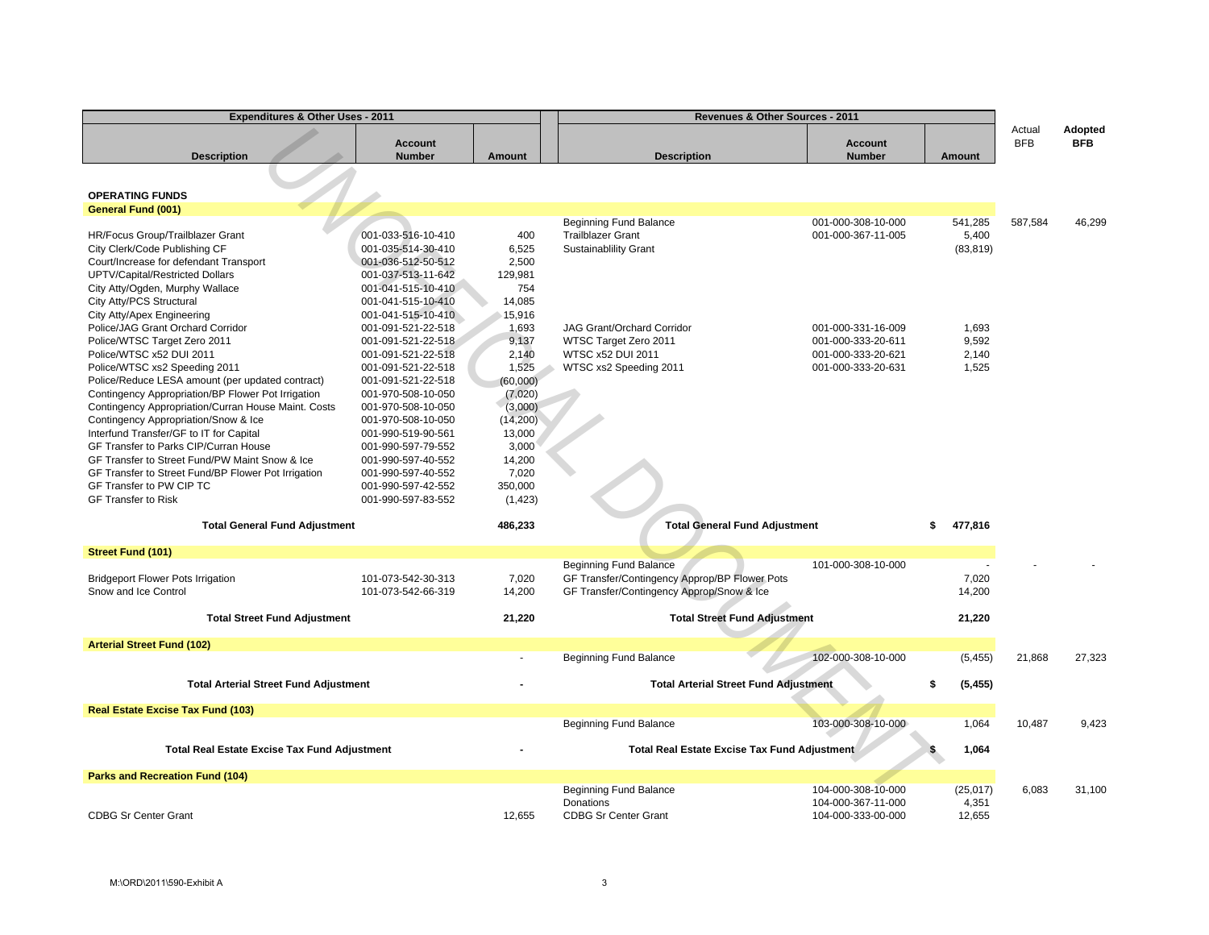| Expenditures & Other Uses - 2011 | | | Revenues & Other Sources - 2011 | | | | |
|---|---|---|---|---|---|---|---|
| **Description** | **Account Number** | **Amount** | **Description** | **Account Number** | **Amount** | Actual BFB | **Adopted BFB** |
| **OPERATING FUNDS** | | | | | | | |
| **General Fund (001)** | | | | | | | |
| | | | Beginning Fund Balance | 001-000-308-10-000 | 541,285 | 587,584 | 46,299 |
| HR/Focus Group/Trailblazer Grant | 001-033-516-10-410 | 400 | Trailblazer Grant | 001-000-367-11-005 | 5,400 | | |
| City Clerk/Code Publishing CF | 001-035-514-30-410 | 6,525 | Sustainablility Grant | | (83,819) | | |
| Court/Increase for defendant Transport | 001-036-512-50-512 | 2,500 | | | | | |
| UPTV/Capital/Restricted Dollars | 001-037-513-11-642 | 129,981 | | | | | |
| City Atty/Ogden, Murphy Wallace | 001-041-515-10-410 | 754 | | | | | |
| City Atty/PCS Structural | 001-041-515-10-410 | 14,085 | | | | | |
| City Atty/Apex Engineering | 001-041-515-10-410 | 15,916 | | | | | |
| Police/JAG Grant Orchard Corridor | 001-091-521-22-518 | 1,693 | JAG Grant/Orchard Corridor | 001-000-331-16-009 | 1,693 | | |
| Police/WTSC Target Zero 2011 | 001-091-521-22-518 | 9,137 | WTSC Target Zero 2011 | 001-000-333-20-611 | 9,592 | | |
| Police/WTSC x52 DUI 2011 | 001-091-521-22-518 | 2,140 | WTSC x52 DUI 2011 | 001-000-333-20-621 | 2,140 | | |
| Police/WTSC xs2 Speeding 2011 | 001-091-521-22-518 | 1,525 | WTSC xs2 Speeding 2011 | 001-000-333-20-631 | 1,525 | | |
| Police/Reduce LESA amount (per updated contract) | 001-091-521-22-518 | (60,000) | | | | | |
| Contingency Appropriation/BP Flower Pot Irrigation | 001-970-508-10-050 | (7,020) | | | | | |
| Contingency Appropriation/Curran House Maint. Costs | 001-970-508-10-050 | (3,000) | | | | | |
| Contingency Appropriation/Snow & Ice | 001-970-508-10-050 | (14,200) | | | | | |
| Interfund Transfer/GF to IT for Capital | 001-990-519-90-561 | 13,000 | | | | | |
| GF Transfer to Parks CIP/Curran House | 001-990-597-79-552 | 3,000 | | | | | |
| GF Transfer to Street Fund/PW Maint Snow & Ice | 001-990-597-40-552 | 14,200 | | | | | |
| GF Transfer to Street Fund/BP Flower Pot Irrigation | 001-990-597-40-552 | 7,020 | | | | | |
| GF Transfer to PW CIP TC | 001-990-597-42-552 | 350,000 | | | | | |
| GF Transfer to Risk | 001-990-597-83-552 | (1,423) | | | | | |
| **Total General Fund Adjustment** | | **486,233** | **Total General Fund Adjustment** | | **$ 477,816** | | |
| **Street Fund (101)** | | | | | | | |
| | | | Beginning Fund Balance | 101-000-308-10-000 | - | - | - |
| Bridgeport Flower Pots Irrigation | 101-073-542-30-313 | 7,020 | GF Transfer/Contingency Approp/BP Flower Pots | | 7,020 | | |
| Snow and Ice Control | 101-073-542-66-319 | 14,200 | GF Transfer/Contingency Approp/Snow & Ice | | 14,200 | | |
| **Total Street Fund Adjustment** | | **21,220** | **Total Street Fund Adjustment** | | **21,220** | | |
| **Arterial Street Fund (102)** | | | | | | | |
| | | - | Beginning Fund Balance | 102-000-308-10-000 | (5,455) | 21,868 | 27,323 |
| **Total Arterial Street Fund Adjustment** | | **-** | **Total Arterial Street Fund Adjustment** | | **$ (5,455)** | | |
| **Real Estate Excise Tax Fund (103)** | | | | | | | |
| | | | Beginning Fund Balance | 103-000-308-10-000 | 1,064 | 10,487 | 9,423 |
| **Total Real Estate Excise Tax Fund Adjustment** | | **-** | **Total Real Estate Excise Tax Fund Adjustment** | | **$ 1,064** | | |
| **Parks and Recreation Fund (104)** | | | | | | | |
| | | | Beginning Fund Balance | 104-000-308-10-000 | (25,017) | 6,083 | 31,100 |
| | | | Donations | 104-000-367-11-000 | 4,351 | | |
| CDBG Sr Center Grant | | 12,655 | CDBG Sr Center Grant | 104-000-333-00-000 | 12,655 | | |

M:\ORD\2011\590-Exhibit A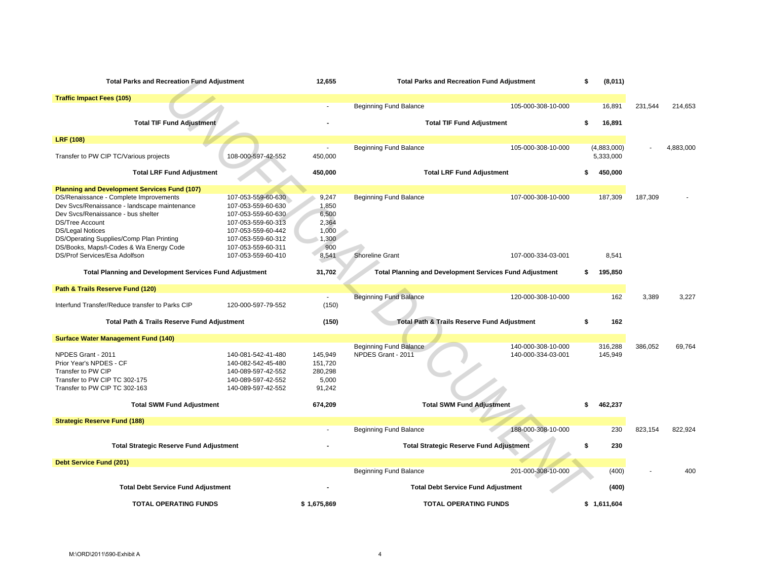| | | | | | | | | |
|---|---|---|---|---|---|---|---|---|
| **Total Parks and Recreation Fund Adjustment** | | 12,655 | **Total Parks and Recreation Fund Adjustment** | | $ | (8,011) | | |
| **Traffic Impact Fees (105)** | | | | | | | | |
| | | - | Beginning Fund Balance | 105-000-308-10-000 | | 16,891 | 231,544 | 214,653 |
| **Total TIF Fund Adjustment** | | - | **Total TIF Fund Adjustment** | | $ | 16,891 | | |
| **LRF (108)** | | | | | | | | |
| | | - | Beginning Fund Balance | 105-000-308-10-000 | | (4,883,000) | - | 4,883,000 |
| Transfer to PW CIP TC/Various projects | 108-000-597-42-552 | 450,000 | | | | 5,333,000 | | |
| **Total LRF Fund Adjustment** | | 450,000 | **Total LRF Fund Adjustment** | | $ | 450,000 | | |
| **Planning and Development Services Fund (107)** | | | | | | | | |
| DS/Renaissance - Complete Improvements | 107-053-559-60-630 | 9,247 | Beginning Fund Balance | 107-000-308-10-000 | | 187,309 | 187,309 | - |
| Dev Svcs/Renaissance - landscape maintenance | 107-053-559-60-630 | 1,850 | | | | | | |
| Dev Svcs/Renaissance - bus shelter | 107-053-559-60-630 | 6,500 | | | | | | |
| DS/Tree Account | 107-053-559-60-313 | 2,364 | | | | | | |
| DS/Legal Notices | 107-053-559-60-442 | 1,000 | | | | | | |
| DS/Operating Supplies/Comp Plan Printing | 107-053-559-60-312 | 1,300 | | | | | | |
| DS/Books, Maps/I-Codes & Wa Energy Code | 107-053-559-60-311 | 900 | | | | | | |
| DS/Prof Services/Esa Adolfson | 107-053-559-60-410 | 8,541 | Shoreline Grant | 107-000-334-03-001 | | 8,541 | | |
| **Total Planning and Development Services Fund Adjustment** | | 31,702 | **Total Planning and Development Services Fund Adjustment** | | $ | 195,850 | | |
| **Path & Trails Reserve Fund (120)** | | | | | | | | |
| | | - | Beginning Fund Balance | 120-000-308-10-000 | | 162 | 3,389 | 3,227 |
| Interfund Transfer/Reduce transfer to Parks CIP | 120-000-597-79-552 | (150) | | | | | | |
| **Total Path & Trails Reserve Fund Adjustment** | | (150) | **Total Path & Trails Reserve Fund Adjustment** | | $ | 162 | | |
| **Surface Water Management Fund (140)** | | | | | | | | |
| | | | Beginning Fund Balance | 140-000-308-10-000 | | 316,288 | 386,052 | 69,764 |
| NPDES Grant - 2011 | 140-081-542-41-480 | 145,949 | NPDES Grant - 2011 | 140-000-334-03-001 | | 145,949 | | |
| Prior Year's NPDES - CF | 140-082-542-45-480 | 151,720 | | | | | | |
| Transfer to PW CIP | 140-089-597-42-552 | 280,298 | | | | | | |
| Transfer to PW CIP TC 302-175 | 140-089-597-42-552 | 5,000 | | | | | | |
| Transfer to PW CIP TC 302-163 | 140-089-597-42-552 | 91,242 | | | | | | |
| **Total SWM Fund Adjustment** | | 674,209 | **Total SWM Fund Adjustment** | | $ | 462,237 | | |
| **Strategic Reserve Fund (188)** | | | | | | | | |
| | | - | Beginning Fund Balance | 188-000-308-10-000 | | 230 | 823,154 | 822,924 |
| **Total Strategic Reserve Fund Adjustment** | | - | **Total Strategic Reserve Fund Adjustment** | | $ | 230 | | |
| **Debt Service Fund (201)** | | | | | | | | |
| | | | Beginning Fund Balance | 201-000-308-10-000 | | (400) | - | 400 |
| **Total Debt Service Fund Adjustment** | | - | **Total Debt Service Fund Adjustment** | | | (400) | | |
| **TOTAL OPERATING FUNDS** | | $ 1,675,869 | **TOTAL OPERATING FUNDS** | | $ | 1,611,604 | | |

M:\ORD\2011\590-Exhibit A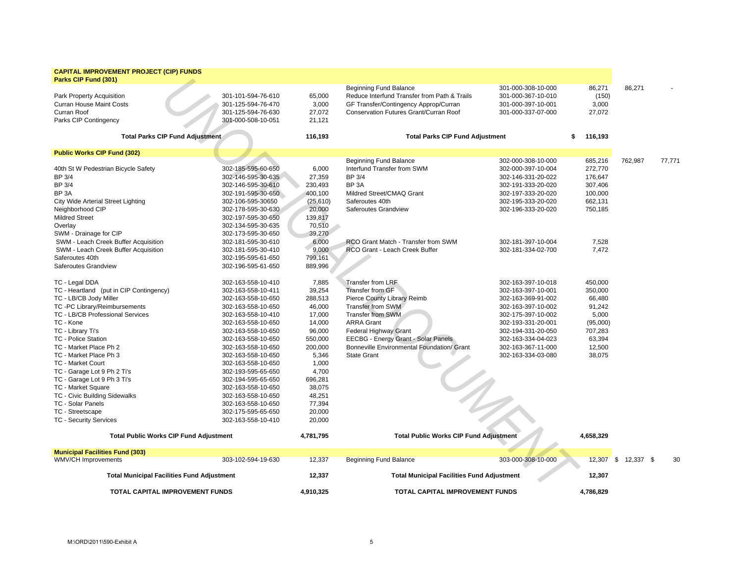## CAPITAL IMPROVEMENT PROJECT (CIP) FUNDS

### Parks CIP Fund (301)

| Expenditure | Account | Amount | Revenue | Account | Amount | | |
|---|---|---|---|---|---|---|---|
| | | | Beginning Fund Balance | 301-000-308-10-000 | 86,271 | 86,271 | - |
| Park Property Acquisition | 301-101-594-76-610 | 65,000 | Reduce Interfund Transfer from Path & Trails | 301-000-367-10-010 | (150) | | |
| Curran House Maint Costs | 301-125-594-76-470 | 3,000 | GF Transfer/Contingency Approp/Curran | 301-000-397-10-001 | 3,000 | | |
| Curran Roof | 301-125-594-76-630 | 27,072 | Conservation Futures Grant/Curran Roof | 301-000-337-07-000 | 27,072 | | |
| Parks CIP Contingency | 301-000-508-10-051 | 21,121 | | | | | |
| **Total Parks CIP Fund Adjustment** | | **116,193** | **Total Parks CIP Fund Adjustment** | | **$ 116,193** | | |

### Public Works CIP Fund (302)

| Expenditure | Account | Amount | Revenue | Account | Amount | | |
|---|---|---|---|---|---|---|---|
| | | | Beginning Fund Balance | 302-000-308-10-000 | 685,216 | 762,987 | 77,771 |
| 40th St W Pedestrian Bicycle Safety | 302-185-595-60-650 | 6,000 | Interfund Transfer from SWM | 302-000-397-10-004 | 272,770 | | |
| BP 3/4 | 302-146-595-30-635 | 27,359 | BP 3/4 | 302-146-331-20-022 | 176,647 | | |
| BP 3/4 | 302-146-595-30-610 | 230,493 | BP 3A | 302-191-333-20-020 | 307,406 | | |
| BP 3A | 302-191-595-30-650 | 400,100 | Mildred Street/CMAQ Grant | 302-197-333-20-020 | 100,000 | | |
| City Wide Arterial Street Lighting | 302-106-595-30650 | (25,610) | Saferoutes 40th | 302-195-333-20-020 | 662,131 | | |
| Neighborhood CIP | 302-178-595-30-630 | 20,000 | Saferoutes Grandview | 302-196-333-20-020 | 750,185 | | |
| Mildred Street | 302-197-595-30-650 | 139,817 | | | | | |
| Overlay | 302-134-595-30-635 | 70,510 | | | | | |
| SWM - Drainage for CIP | 302-173-595-30-650 | 39,270 | | | | | |
| SWM - Leach Creek Buffer Acquisition | 302-181-595-30-610 | 6,000 | RCO Grant Match - Transfer from SWM | 302-181-397-10-004 | 7,528 | | |
| SWM - Leach Creek Buffer Acquisition | 302-181-595-30-410 | 9,000 | RCO Grant - Leach Creek Buffer | 302-181-334-02-700 | 7,472 | | |
| Saferoutes 40th | 302-195-595-61-650 | 799,161 | | | | | |
| Saferoutes Grandview | 302-196-595-61-650 | 889,996 | | | | | |
| TC - Legal DDA | 302-163-558-10-410 | 7,885 | Transfer from LRF | 302-163-397-10-018 | 450,000 | | |
| TC - Heartland (put in CIP Contingency) | 302-163-558-10-411 | 39,254 | Transfer from GF | 302-163-397-10-001 | 350,000 | | |
| TC - LB/CB Jody Miller | 302-163-558-10-650 | 288,513 | Pierce County Library Reimb | 302-163-369-91-002 | 66,480 | | |
| TC -PC Library/Reimbursements | 302-163-558-10-650 | 46,000 | Transfer from SWM | 302-163-397-10-002 | 91,242 | | |
| TC - LB/CB Professional Services | 302-163-558-10-410 | 17,000 | Transfer from SWM | 302-175-397-10-002 | 5,000 | | |
| TC - Kone | 302-163-558-10-650 | 14,000 | ARRA Grant | 302-193-331-20-001 | (95,000) | | |
| TC - Library Ti's | 302-163-558-10-650 | 96,000 | Federal Highway Grant | 302-194-331-20-050 | 707,283 | | |
| TC - Police Station | 302-163-558-10-650 | 550,000 | EECBG - Energy Grant - Solar Panels | 302-163-334-04-023 | 63,394 | | |
| TC - Market Place Ph 2 | 302-163-558-10-650 | 200,000 | Bonneville Environmental Foundation/ Grant | 302-163-367-11-000 | 12,500 | | |
| TC - Market Place Ph 3 | 302-163-558-10-650 | 5,346 | State Grant | 302-163-334-03-080 | 38,075 | | |
| TC - Market Court | 302-163-558-10-650 | 1,000 | | | | | |
| TC - Garage Lot 9 Ph 2 Ti's | 302-193-595-65-650 | 4,700 | | | | | |
| TC - Garage Lot 9 Ph 3 Ti's | 302-194-595-65-650 | 696,281 | | | | | |
| TC - Market Square | 302-163-558-10-650 | 38,075 | | | | | |
| TC - Civic Building Sidewalks | 302-163-558-10-650 | 48,251 | | | | | |
| TC - Solar Panels | 302-163-558-10-650 | 77,394 | | | | | |
| TC - Streetscape | 302-175-595-65-650 | 20,000 | | | | | |
| TC - Security Services | 302-163-558-10-410 | 20,000 | | | | | |
| **Total Public Works CIP Fund Adjustment** | | **4,781,795** | **Total Public Works CIP Fund Adjustment** | | **4,658,329** | | |

### Municipal Facilities Fund (303)

| Expenditure | Account | Amount | Revenue | Account | Amount | | |
|---|---|---|---|---|---|---|---|
| WMV/CH Improvements | 303-102-594-19-630 | 12,337 | Beginning Fund Balance | 303-000-308-10-000 | 12,307 | $ 12,337 | $ 30 |
| **Total Municipal Facilities Fund Adjustment** | | **12,337** | **Total Municipal Facilities Fund Adjustment** | | **12,307** | | |
| **TOTAL CAPITAL IMPROVEMENT FUNDS** | | **4,910,325** | **TOTAL CAPITAL IMPROVEMENT FUNDS** | | **4,786,829** | | |

M:\ORD\2011\590-Exhibit A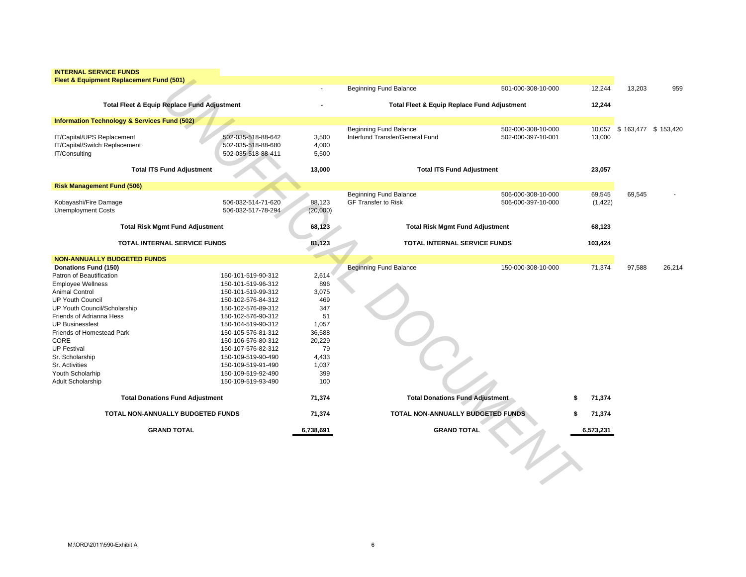| | | | | | | | |
|---|---|---|---|---|---|---|---|
| **INTERNAL SERVICE FUNDS** | | | | | | | |
| **Fleet & Equipment Replacement Fund (501)** | | | | | | | |
| | | - | Beginning Fund Balance | 501-000-308-10-000 | 12,244 | 13,203 | 959 |
| **Total Fleet & Equip Replace Fund Adjustment** | | **-** | **Total Fleet & Equip Replace Fund Adjustment** | | **12,244** | | |
| **Information Technology & Services Fund (502)** | | | | | | | |
| | | | Beginning Fund Balance | 502-000-308-10-000 | 10,057 | $ 163,477 | $ 153,420 |
| IT/Capital/UPS Replacement | 502-035-518-88-642 | 3,500 | Interfund Transfer/General Fund | 502-000-397-10-001 | 13,000 | | |
| IT/Capital/Switch Replacement | 502-035-518-88-680 | 4,000 | | | | | |
| IT/Consulting | 502-035-518-88-411 | 5,500 | | | | | |
| **Total ITS Fund Adjustment** | | **13,000** | **Total ITS Fund Adjustment** | | **23,057** | | |
| **Risk Management Fund (506)** | | | | | | | |
| | | | Beginning Fund Balance | 506-000-308-10-000 | 69,545 | 69,545 | - |
| Kobayashi/Fire Damage | 506-032-514-71-620 | 88,123 | GF Transfer to Risk | 506-000-397-10-000 | (1,422) | | |
| Unemployment Costs | 506-032-517-78-294 | (20,000) | | | | | |
| **Total Risk Mgmt Fund Adjustment** | | **68,123** | **Total Risk Mgmt Fund Adjustment** | | **68,123** | | |
| **TOTAL INTERNAL SERVICE FUNDS** | | **81,123** | **TOTAL INTERNAL SERVICE FUNDS** | | **103,424** | | |
| **NON-ANNUALLY BUDGETED FUNDS** | | | | | | | |
| **Donations Fund (150)** | | | Beginning Fund Balance | 150-000-308-10-000 | 71,374 | 97,588 | 26,214 |
| Patron of Beautification | 150-101-519-90-312 | 2,614 | | | | | |
| Employee Wellness | 150-101-519-96-312 | 896 | | | | | |
| Animal Control | 150-101-519-99-312 | 3,075 | | | | | |
| UP Youth Council | 150-102-576-84-312 | 469 | | | | | |
| UP Youth Council/Scholarship | 150-102-576-89-312 | 347 | | | | | |
| Friends of Adrianna Hess | 150-102-576-90-312 | 51 | | | | | |
| UP Businessfest | 150-104-519-90-312 | 1,057 | | | | | |
| Friends of Homestead Park | 150-105-576-81-312 | 36,588 | | | | | |
| CORE | 150-106-576-80-312 | 20,229 | | | | | |
| UP Festival | 150-107-576-82-312 | 79 | | | | | |
| Sr. Scholarship | 150-109-519-90-490 | 4,433 | | | | | |
| Sr. Activities | 150-109-519-91-490 | 1,037 | | | | | |
| Youth Scholarhip | 150-109-519-92-490 | 399 | | | | | |
| Adult Scholarship | 150-109-519-93-490 | 100 | | | | | |
| **Total Donations Fund Adjustment** | | **71,374** | **Total Donations Fund Adjustment** | | **$ 71,374** | | |
| **TOTAL NON-ANNUALLY BUDGETED FUNDS** | | **71,374** | **TOTAL NON-ANNUALLY BUDGETED FUNDS** | | **$ 71,374** | | |
| **GRAND TOTAL** | | **6,738,691** | **GRAND TOTAL** | | **6,573,231** | | |

M:\ORD\2011\590-Exhibit A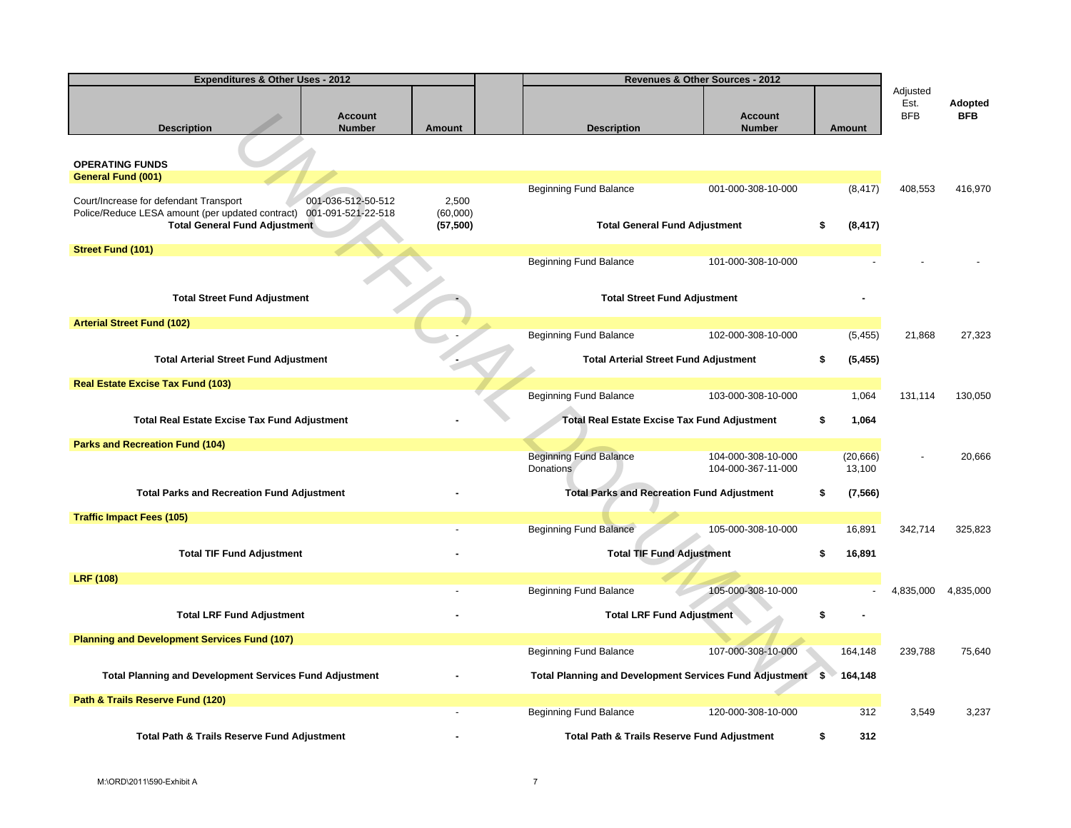| Expenditures & Other Uses - 2012 | | | | Revenues & Other Sources - 2012 | | | | |
|---|---|---|---|---|---|---|---|---|
| **Description** | **Account Number** | **Amount** | | **Description** | **Account Number** | **Amount** | Adjusted Est. BFB | **Adopted BFB** |
| **OPERATING FUNDS** | | | | | | | | |
| **General Fund (001)** | | | | | | | | |
| | | | | Beginning Fund Balance | 001-000-308-10-000 | (8,417) | 408,553 | 416,970 |
| Court/Increase for defendant Transport | 001-036-512-50-512 | 2,500 | | | | | | |
| Police/Reduce LESA amount (per updated contract) | 001-091-521-22-518 | (60,000) | | | | | | |
| **Total General Fund Adjustment** | | **(57,500)** | | **Total General Fund Adjustment** | | **$ (8,417)** | | |
| **Street Fund (101)** | | | | | | | | |
| | | | | Beginning Fund Balance | 101-000-308-10-000 | - | - | - |
| **Total Street Fund Adjustment** | | **-** | | **Total Street Fund Adjustment** | | **-** | | |
| **Arterial Street Fund (102)** | | | | | | | | |
| | | - | | Beginning Fund Balance | 102-000-308-10-000 | (5,455) | 21,868 | 27,323 |
| **Total Arterial Street Fund Adjustment** | | **-** | | **Total Arterial Street Fund Adjustment** | | **$ (5,455)** | | |
| **Real Estate Excise Tax Fund (103)** | | | | | | | | |
| | | | | Beginning Fund Balance | 103-000-308-10-000 | 1,064 | 131,114 | 130,050 |
| **Total Real Estate Excise Tax Fund Adjustment** | | **-** | | **Total Real Estate Excise Tax Fund Adjustment** | | **$ 1,064** | | |
| **Parks and Recreation Fund (104)** | | | | | | | | |
| | | | | Beginning Fund Balance | 104-000-308-10-000 | (20,666) | - | 20,666 |
| | | | | Donations | 104-000-367-11-000 | 13,100 | | |
| **Total Parks and Recreation Fund Adjustment** | | **-** | | **Total Parks and Recreation Fund Adjustment** | | **$ (7,566)** | | |
| **Traffic Impact Fees (105)** | | | | | | | | |
| | | - | | Beginning Fund Balance | 105-000-308-10-000 | 16,891 | 342,714 | 325,823 |
| **Total TIF Fund Adjustment** | | **-** | | **Total TIF Fund Adjustment** | | **$ 16,891** | | |
| **LRF (108)** | | | | | | | | |
| | | - | | Beginning Fund Balance | 105-000-308-10-000 | - | 4,835,000 | 4,835,000 |
| **Total LRF Fund Adjustment** | | **-** | | **Total LRF Fund Adjustment** | | **$ -** | | |
| **Planning and Development Services Fund (107)** | | | | | | | | |
| | | | | Beginning Fund Balance | 107-000-308-10-000 | 164,148 | 239,788 | 75,640 |
| **Total Planning and Development Services Fund Adjustment** | | **-** | | **Total Planning and Development Services Fund Adjustment** | | **$ 164,148** | | |
| **Path & Trails Reserve Fund (120)** | | | | | | | | |
| | | - | | Beginning Fund Balance | 120-000-308-10-000 | 312 | 3,549 | 3,237 |
| **Total Path & Trails Reserve Fund Adjustment** | | **-** | | **Total Path & Trails Reserve Fund Adjustment** | | **$ 312** | | |

M:\ORD\2011\590-Exhibit A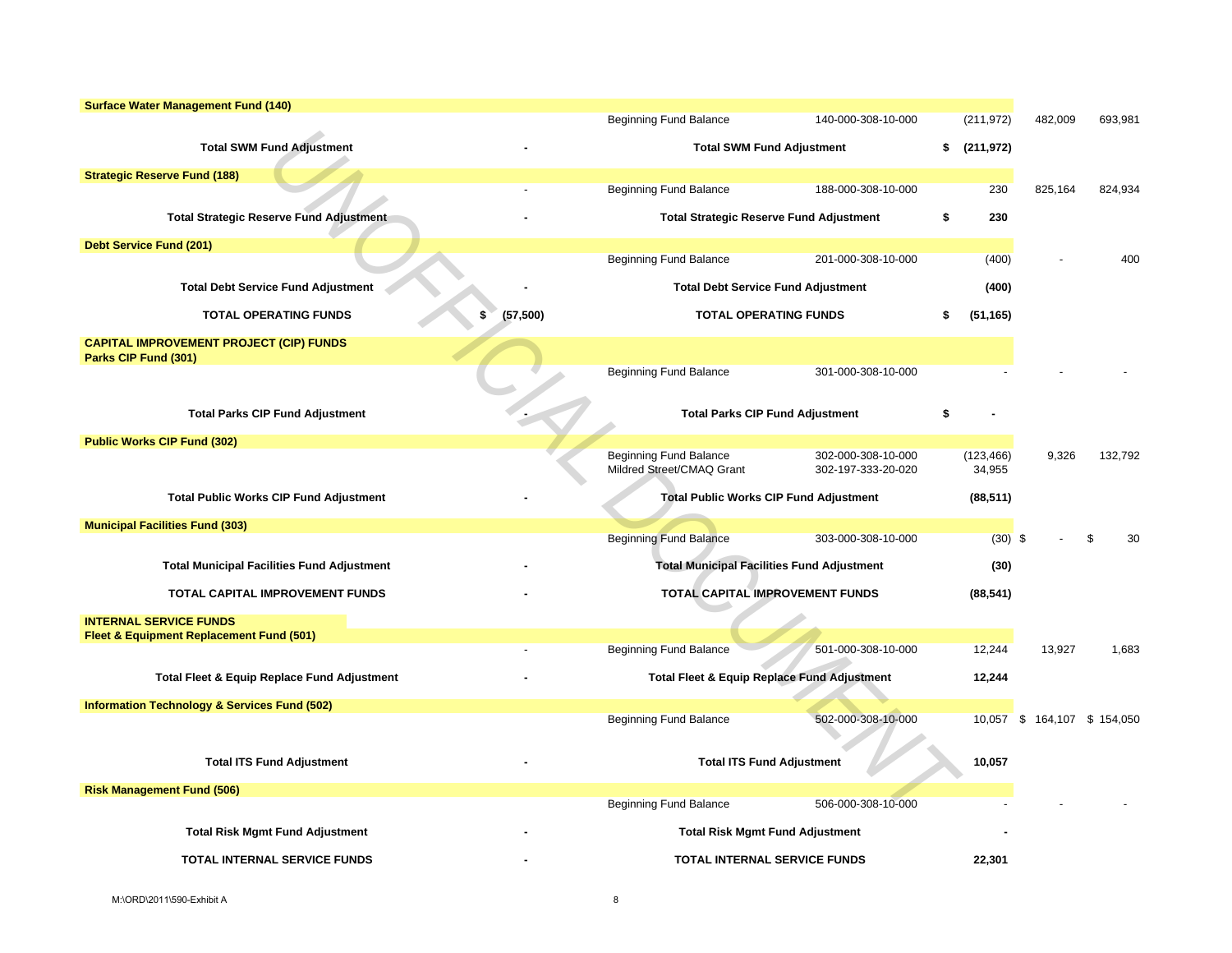| | | | | | | |
|---|---|---|---|---|---|---|
| **Surface Water Management Fund (140)** | | | | | | |
| | | Beginning Fund Balance | 140-000-308-10-000 | (211,972) | 482,009 | 693,981 |
| **Total SWM Fund Adjustment** | **-** | **Total SWM Fund Adjustment** | | **$ (211,972)** | | |
| **Strategic Reserve Fund (188)** | | | | | | |
| | - | Beginning Fund Balance | 188-000-308-10-000 | 230 | 825,164 | 824,934 |
| **Total Strategic Reserve Fund Adjustment** | **-** | **Total Strategic Reserve Fund Adjustment** | | **$ 230** | | |
| **Debt Service Fund (201)** | | | | | | |
| | | Beginning Fund Balance | 201-000-308-10-000 | (400) | - | 400 |
| **Total Debt Service Fund Adjustment** | **-** | **Total Debt Service Fund Adjustment** | | **(400)** | | |
| **TOTAL OPERATING FUNDS** | **$ (57,500)** | **TOTAL OPERATING FUNDS** | | **$ (51,165)** | | |
| **CAPITAL IMPROVEMENT PROJECT (CIP) FUNDS** | | | | | | |
| **Parks CIP Fund (301)** | | | | | | |
| | | Beginning Fund Balance | 301-000-308-10-000 | - | - | - |
| **Total Parks CIP Fund Adjustment** | **-** | **Total Parks CIP Fund Adjustment** | | **$ -** | | |
| **Public Works CIP Fund (302)** | | | | | | |
| | | Beginning Fund Balance | 302-000-308-10-000 | (123,466) | 9,326 | 132,792 |
| | | Mildred Street/CMAQ Grant | 302-197-333-20-020 | 34,955 | | |
| **Total Public Works CIP Fund Adjustment** | **-** | **Total Public Works CIP Fund Adjustment** | | **(88,511)** | | |
| **Municipal Facilities Fund (303)** | | | | | | |
| | | Beginning Fund Balance | 303-000-308-10-000 | (30) | $ - | $ 30 |
| **Total Municipal Facilities Fund Adjustment** | **-** | **Total Municipal Facilities Fund Adjustment** | | **(30)** | | |
| **TOTAL CAPITAL IMPROVEMENT FUNDS** | **-** | **TOTAL CAPITAL IMPROVEMENT FUNDS** | | **(88,541)** | | |
| **INTERNAL SERVICE FUNDS** | | | | | | |
| **Fleet & Equipment Replacement Fund (501)** | | | | | | |
| | - | Beginning Fund Balance | 501-000-308-10-000 | 12,244 | 13,927 | 1,683 |
| **Total Fleet & Equip Replace Fund Adjustment** | **-** | **Total Fleet & Equip Replace Fund Adjustment** | | **12,244** | | |
| **Information Technology & Services Fund (502)** | | | | | | |
| | | Beginning Fund Balance | 502-000-308-10-000 | 10,057 | $ 164,107 | $ 154,050 |
| **Total ITS Fund Adjustment** | **-** | **Total ITS Fund Adjustment** | | **10,057** | | |
| **Risk Management Fund (506)** | | | | | | |
| | | Beginning Fund Balance | 506-000-308-10-000 | - | - | - |
| **Total Risk Mgmt Fund Adjustment** | **-** | **Total Risk Mgmt Fund Adjustment** | | **-** | | |
| **TOTAL INTERNAL SERVICE FUNDS** | **-** | **TOTAL INTERNAL SERVICE FUNDS** | | **22,301** | | |

UNOFFICIAL DOCUMENT

M:\ORD\2011\590-Exhibit A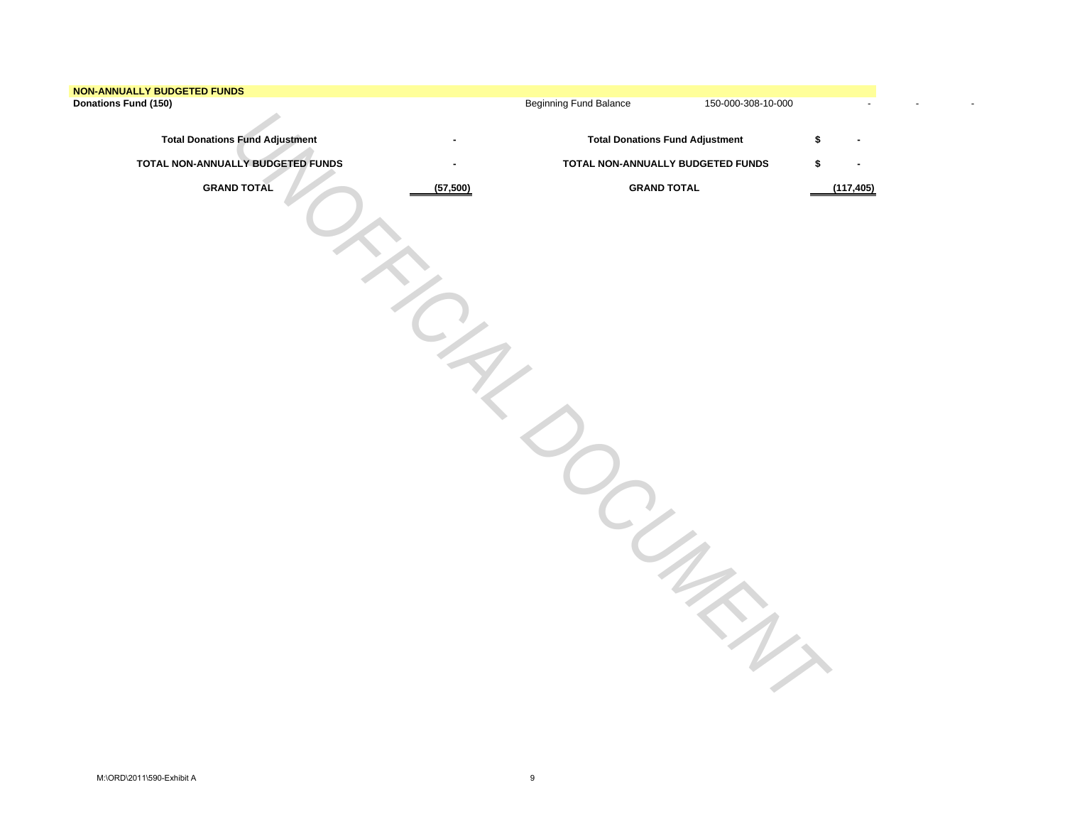**NON-ANNUALLY BUDGETED FUNDS**

**Donations Fund (150)**

| | | | | | | |
|---|---|---|---|---|---|---|
| | | Beginning Fund Balance | 150-000-308-10-000 | - | - | - |
| **Total Donations Fund Adjustment** | **-** | **Total Donations Fund Adjustment** | | **$ -** | | |
| **TOTAL NON-ANNUALLY BUDGETED FUNDS** | **-** | **TOTAL NON-ANNUALLY BUDGETED FUNDS** | | **$ -** | | |
| **GRAND TOTAL** | **(57,500)** | **GRAND TOTAL** | | **(117,405)** | | |

UNOFFICIAL DOCUMENT

M:\ORD\2011\590-Exhibit A